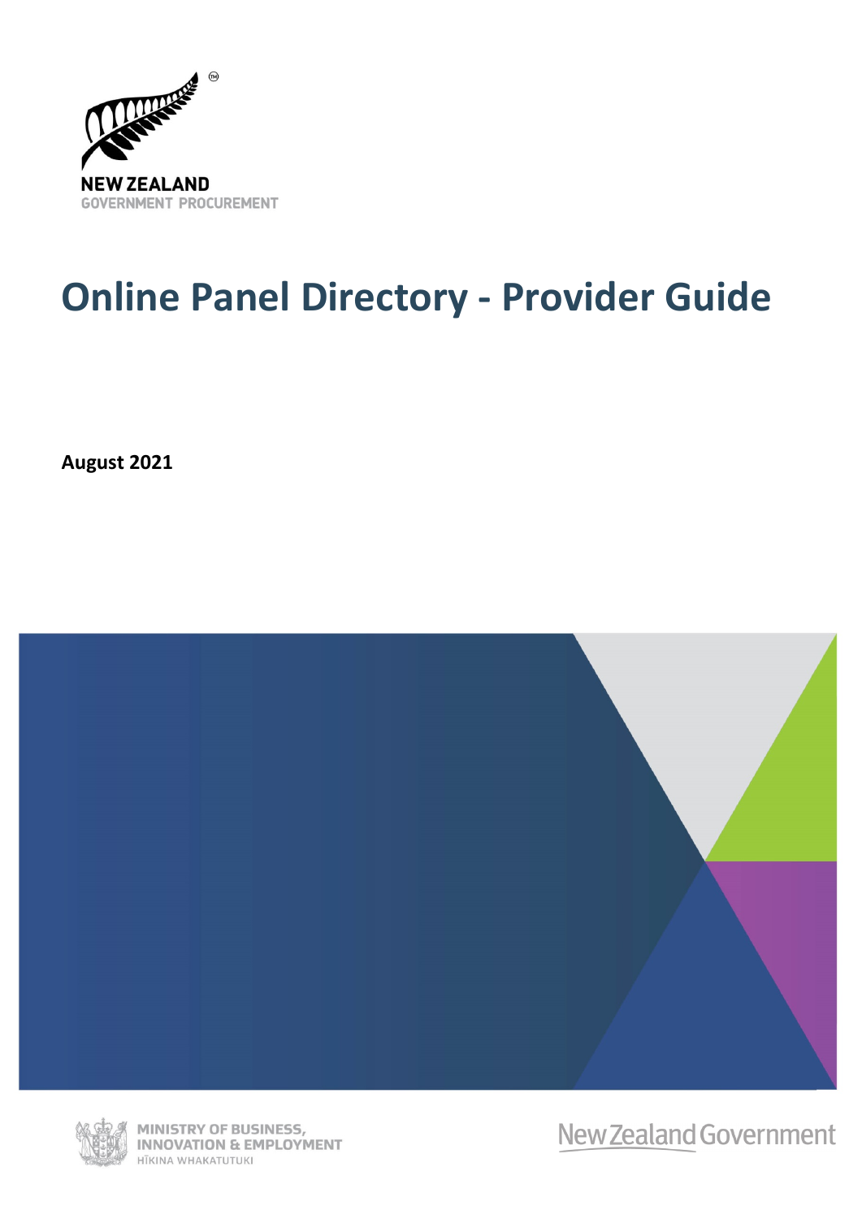NEW ZEALAND
GOVERNMENT PROCUREMENT

# Online Panel Directory - Provider Guide

**August 2021**

MINISTRY OF BUSINESS, INNOVATION & EMPLOYMENT
HĪKINA WHAKATUTUKI

New Zealand Government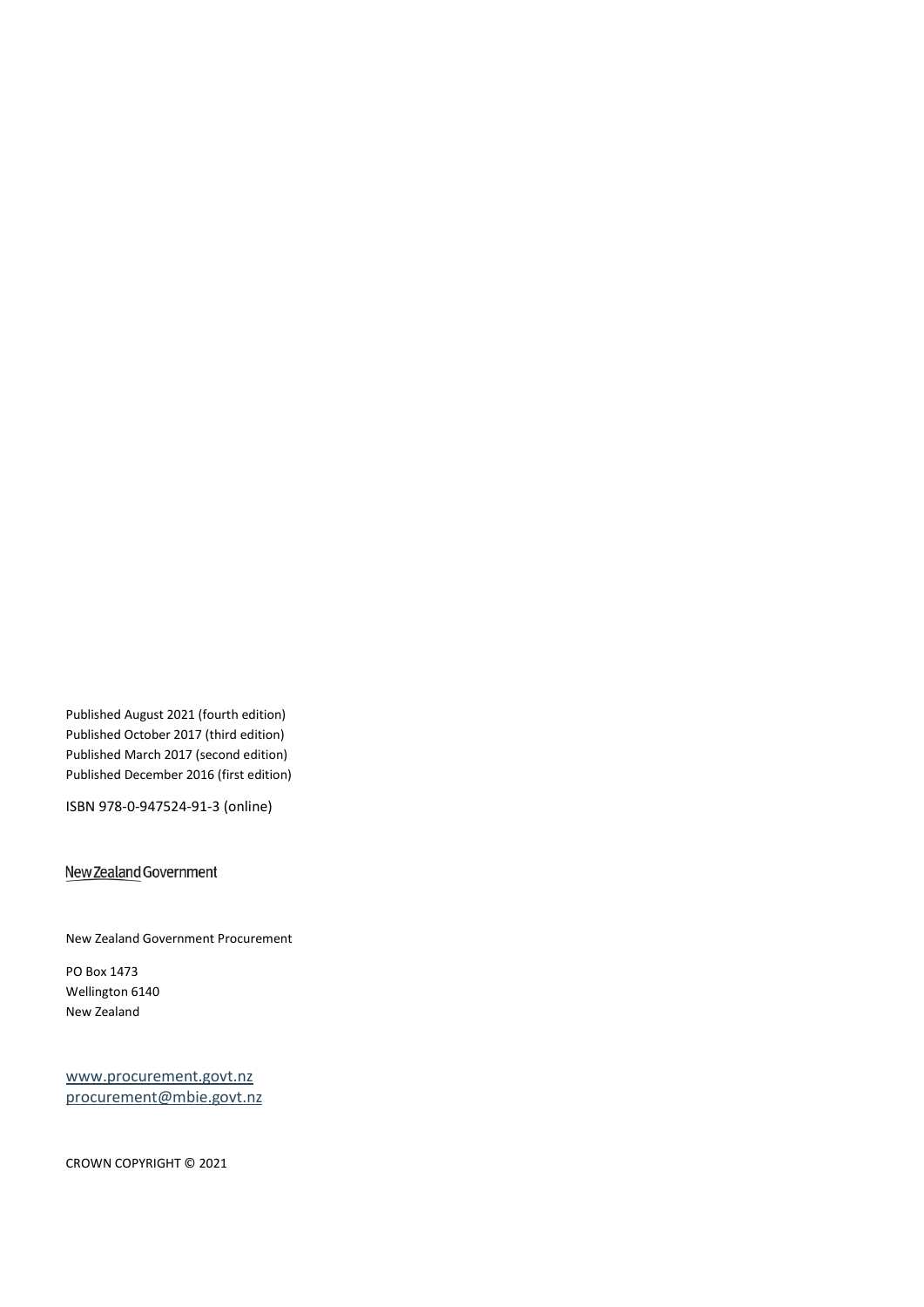Published August 2021 (fourth edition)
Published October 2017 (third edition)
Published March 2017 (second edition)
Published December 2016 (first edition)

ISBN 978-0-947524-91-3 (online)

New Zealand Government

New Zealand Government Procurement

PO Box 1473
Wellington 6140
New Zealand

www.procurement.govt.nz
procurement@mbie.govt.nz

CROWN COPYRIGHT © 2021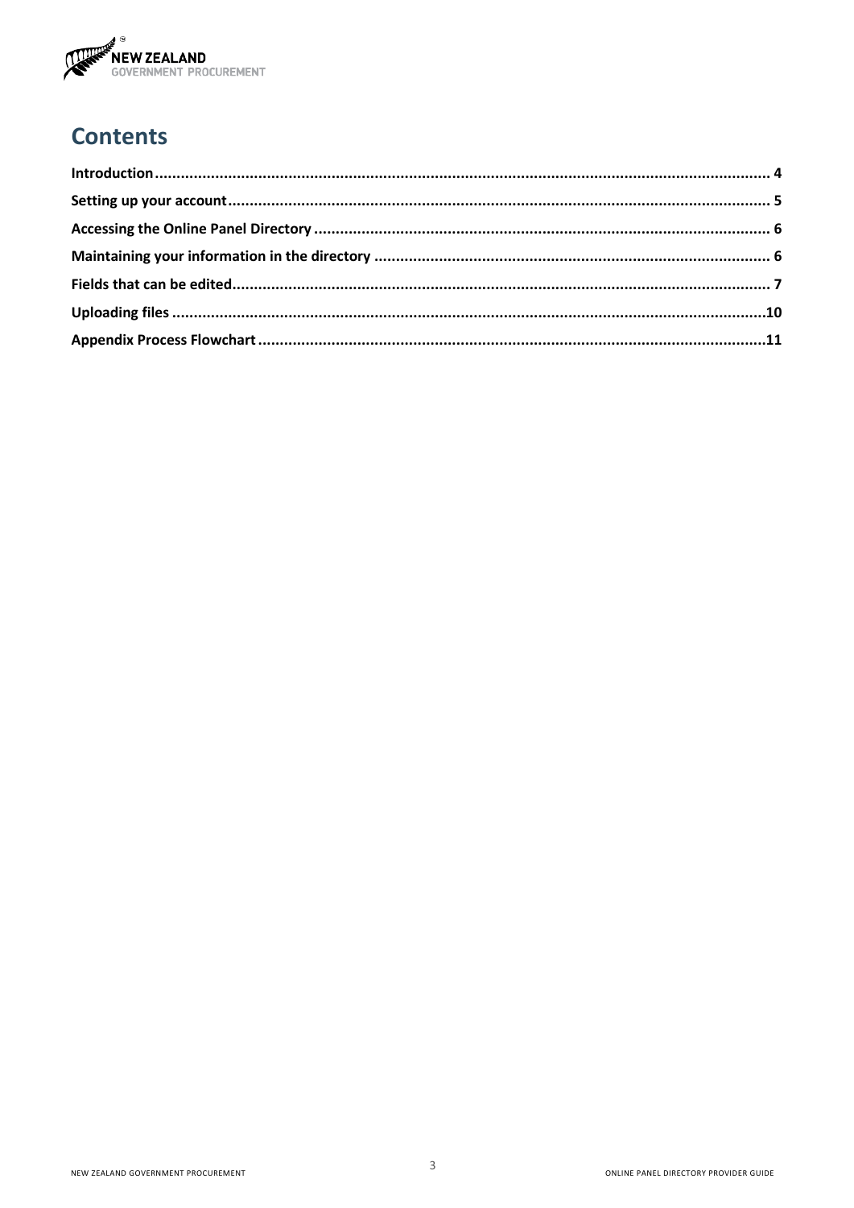# Contents

- Introduction ..... 4
- Setting up your account ..... 5
- Accessing the Online Panel Directory ..... 6
- Maintaining your information in the directory ..... 6
- Fields that can be edited ..... 7
- Uploading files ..... 10
- Appendix Process Flowchart ..... 11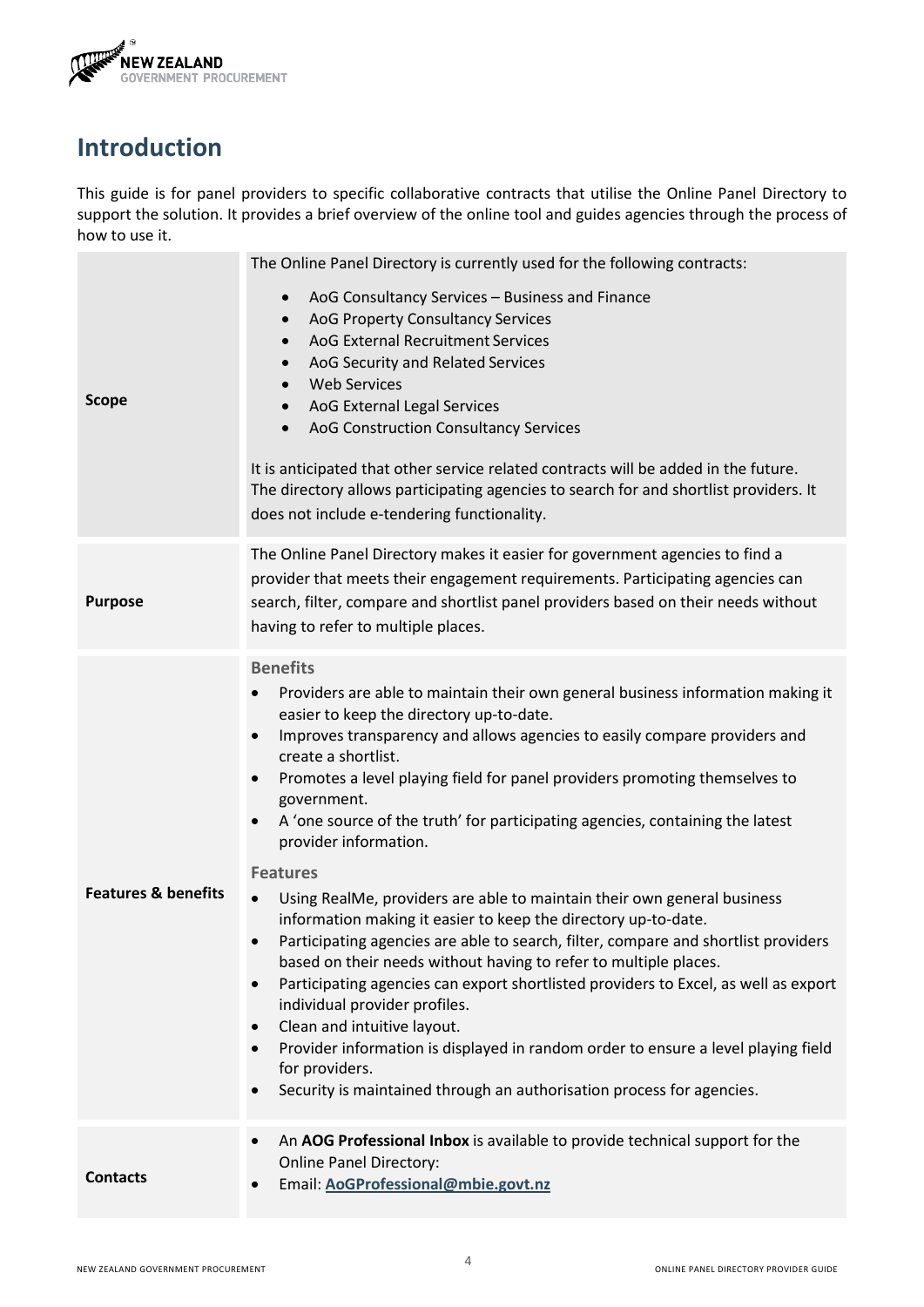# Introduction

This guide is for panel providers to specific collaborative contracts that utilise the Online Panel Directory to support the solution. It provides a brief overview of the online tool and guides agencies through the process of how to use it.

| | |
|---|---|
| **Scope** | The Online Panel Directory is currently used for the following contracts:<br><br>• AoG Consultancy Services – Business and Finance<br>• AoG Property Consultancy Services<br>• AoG External Recruitment Services<br>• AoG Security and Related Services<br>• Web Services<br>• AoG External Legal Services<br>• AoG Construction Consultancy Services<br><br>It is anticipated that other service related contracts will be added in the future. The directory allows participating agencies to search for and shortlist providers. It does not include e-tendering functionality. |
| **Purpose** | The Online Panel Directory makes it easier for government agencies to find a provider that meets their engagement requirements. Participating agencies can search, filter, compare and shortlist panel providers based on their needs without having to refer to multiple places. |
| **Features & benefits** | **Benefits**<br>• Providers are able to maintain their own general business information making it easier to keep the directory up-to-date.<br>• Improves transparency and allows agencies to easily compare providers and create a shortlist.<br>• Promotes a level playing field for panel providers promoting themselves to government.<br>• A 'one source of the truth' for participating agencies, containing the latest provider information.<br><br>**Features**<br>• Using RealMe, providers are able to maintain their own general business information making it easier to keep the directory up-to-date.<br>• Participating agencies are able to search, filter, compare and shortlist providers based on their needs without having to refer to multiple places.<br>• Participating agencies can export shortlisted providers to Excel, as well as export individual provider profiles.<br>• Clean and intuitive layout.<br>• Provider information is displayed in random order to ensure a level playing field for providers.<br>• Security is maintained through an authorisation process for agencies. |
| **Contacts** | • An **AOG Professional Inbox** is available to provide technical support for the Online Panel Directory:<br>• Email: **AoGProfessional@mbie.govt.nz** |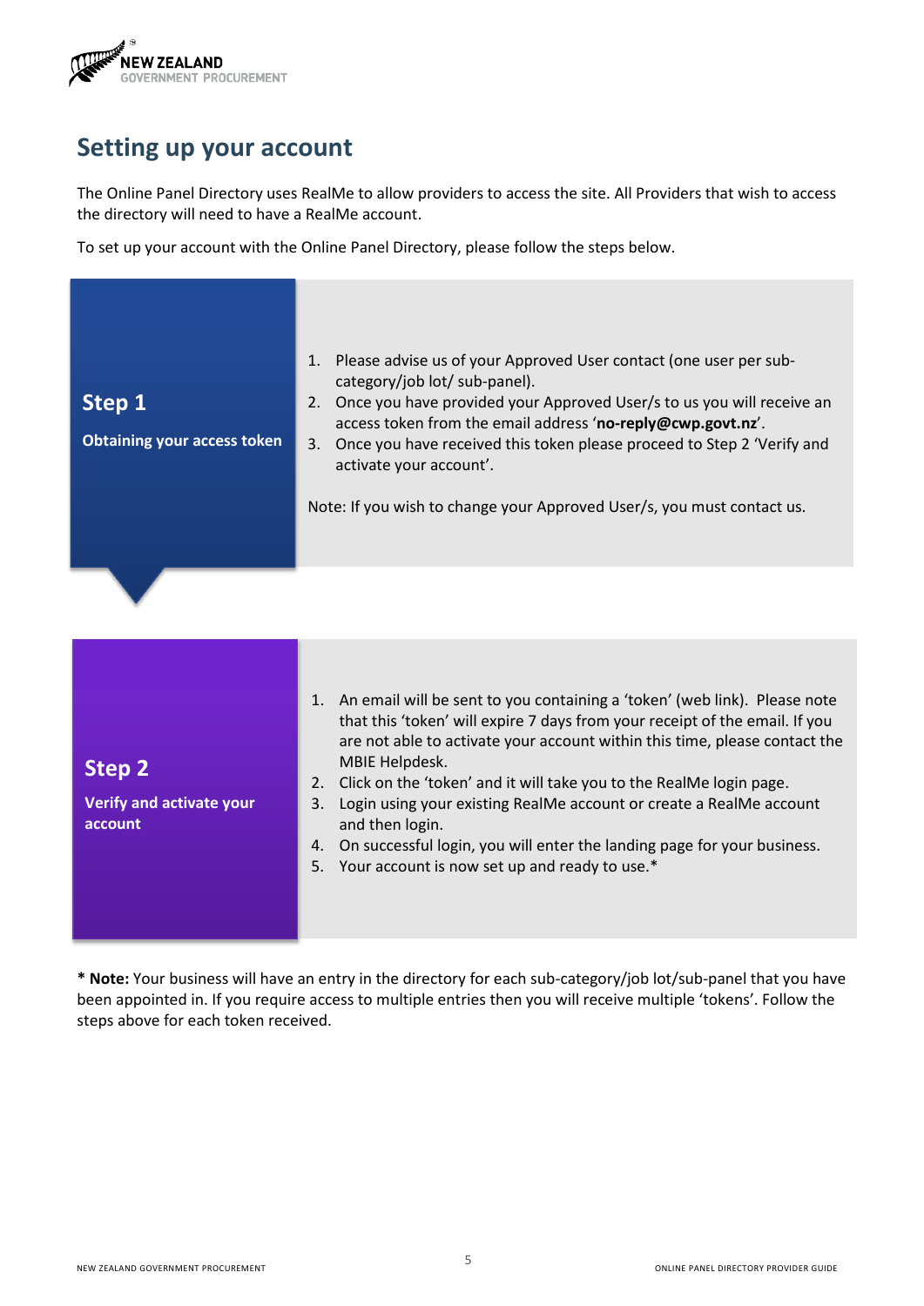## Setting up your account

The Online Panel Directory uses RealMe to allow providers to access the site. All Providers that wish to access the directory will need to have a RealMe account.

To set up your account with the Online Panel Directory, please follow the steps below.

### Step 1

**Obtaining your access token**

1. Please advise us of your Approved User contact (one user per sub-category/job lot/ sub-panel).
2. Once you have provided your Approved User/s to us you will receive an access token from the email address '**no-reply@cwp.govt.nz**'.
3. Once you have received this token please proceed to Step 2 'Verify and activate your account'.

Note: If you wish to change your Approved User/s, you must contact us.

### Step 2

**Verify and activate your account**

1. An email will be sent to you containing a 'token' (web link). Please note that this 'token' will expire 7 days from your receipt of the email. If you are not able to activate your account within this time, please contact the MBIE Helpdesk.
2. Click on the 'token' and it will take you to the RealMe login page.
3. Login using your existing RealMe account or create a RealMe account and then login.
4. On successful login, you will enter the landing page for your business.
5. Your account is now set up and ready to use.*

**\* Note:** Your business will have an entry in the directory for each sub-category/job lot/sub-panel that you have been appointed in. If you require access to multiple entries then you will receive multiple 'tokens'. Follow the steps above for each token received.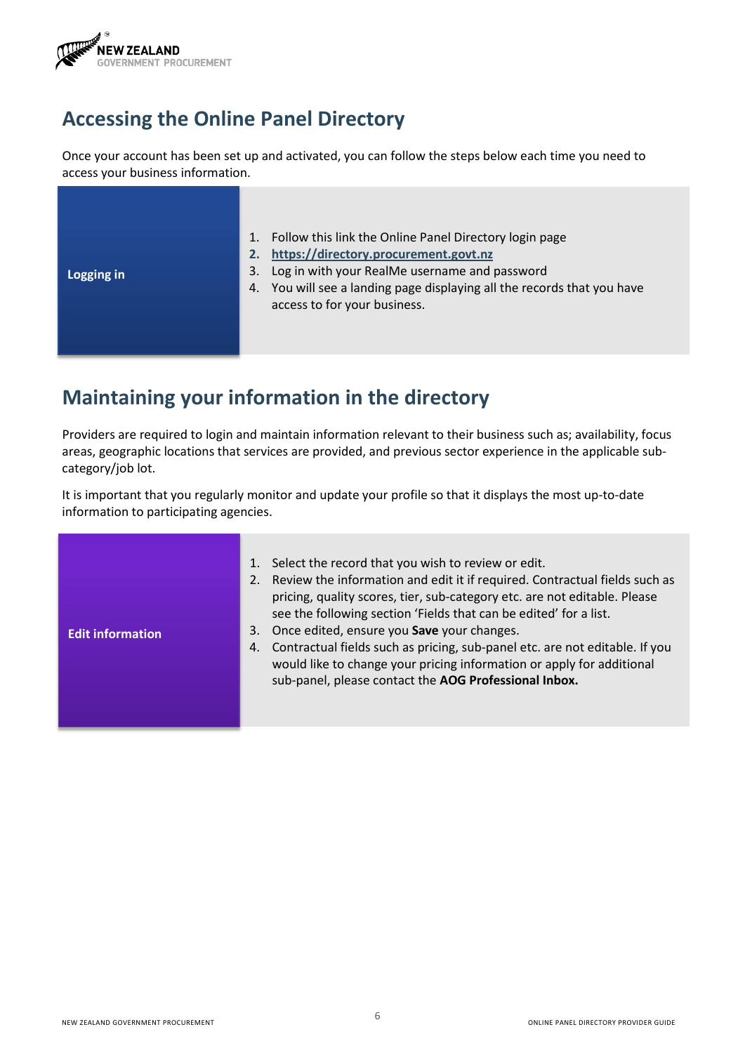## Accessing the Online Panel Directory

Once your account has been set up and activated, you can follow the steps below each time you need to access your business information.

| Logging in | 1. Follow this link the Online Panel Directory login page<br>2. **https://directory.procurement.govt.nz**<br>3. Log in with your RealMe username and password<br>4. You will see a landing page displaying all the records that you have access to for your business. |
|---|---|

## Maintaining your information in the directory

Providers are required to login and maintain information relevant to their business such as; availability, focus areas, geographic locations that services are provided, and previous sector experience in the applicable sub-category/job lot.

It is important that you regularly monitor and update your profile so that it displays the most up-to-date information to participating agencies.

| Edit information | 1. Select the record that you wish to review or edit.<br>2. Review the information and edit it if required. Contractual fields such as pricing, quality scores, tier, sub-category etc. are not editable. Please see the following section 'Fields that can be edited' for a list.<br>3. Once edited, ensure you **Save** your changes.<br>4. Contractual fields such as pricing, sub-panel etc. are not editable. If you would like to change your pricing information or apply for additional sub-panel, please contact the **AOG Professional Inbox.** |
|---|---|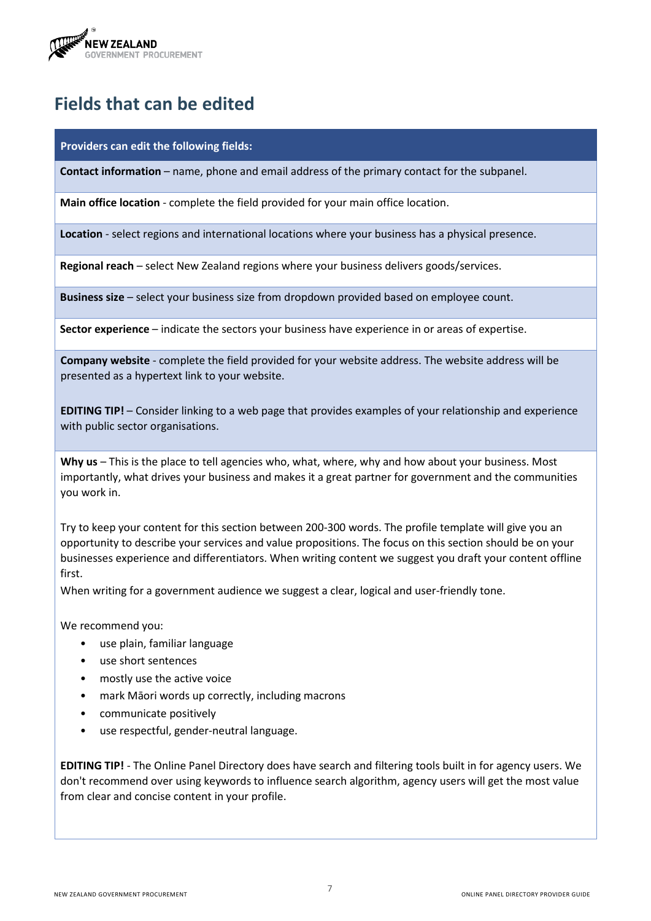# Fields that can be edited

| Providers can edit the following fields: |
| --- |
| **Contact information** – name, phone and email address of the primary contact for the subpanel. |
| **Main office location** - complete the field provided for your main office location. |
| **Location** - select regions and international locations where your business has a physical presence. |
| **Regional reach** – select New Zealand regions where your business delivers goods/services. |
| **Business size** – select your business size from dropdown provided based on employee count. |
| **Sector experience** – indicate the sectors your business have experience in or areas of expertise. |
| **Company website** - complete the field provided for your website address. The website address will be presented as a hypertext link to your website.<br><br>**EDITING TIP!** – Consider linking to a web page that provides examples of your relationship and experience with public sector organisations. |
| **Why us** – This is the place to tell agencies who, what, where, why and how about your business. Most importantly, what drives your business and makes it a great partner for government and the communities you work in.<br><br>Try to keep your content for this section between 200-300 words. The profile template will give you an opportunity to describe your services and value propositions. The focus on this section should be on your businesses experience and differentiators. When writing content we suggest you draft your content offline first.<br>When writing for a government audience we suggest a clear, logical and user-friendly tone.<br><br>We recommend you:<br>• use plain, familiar language<br>• use short sentences<br>• mostly use the active voice<br>• mark Māori words up correctly, including macrons<br>• communicate positively<br>• use respectful, gender-neutral language.<br><br>**EDITING TIP!** - The Online Panel Directory does have search and filtering tools built in for agency users. We don't recommend over using keywords to influence search algorithm, agency users will get the most value from clear and concise content in your profile. |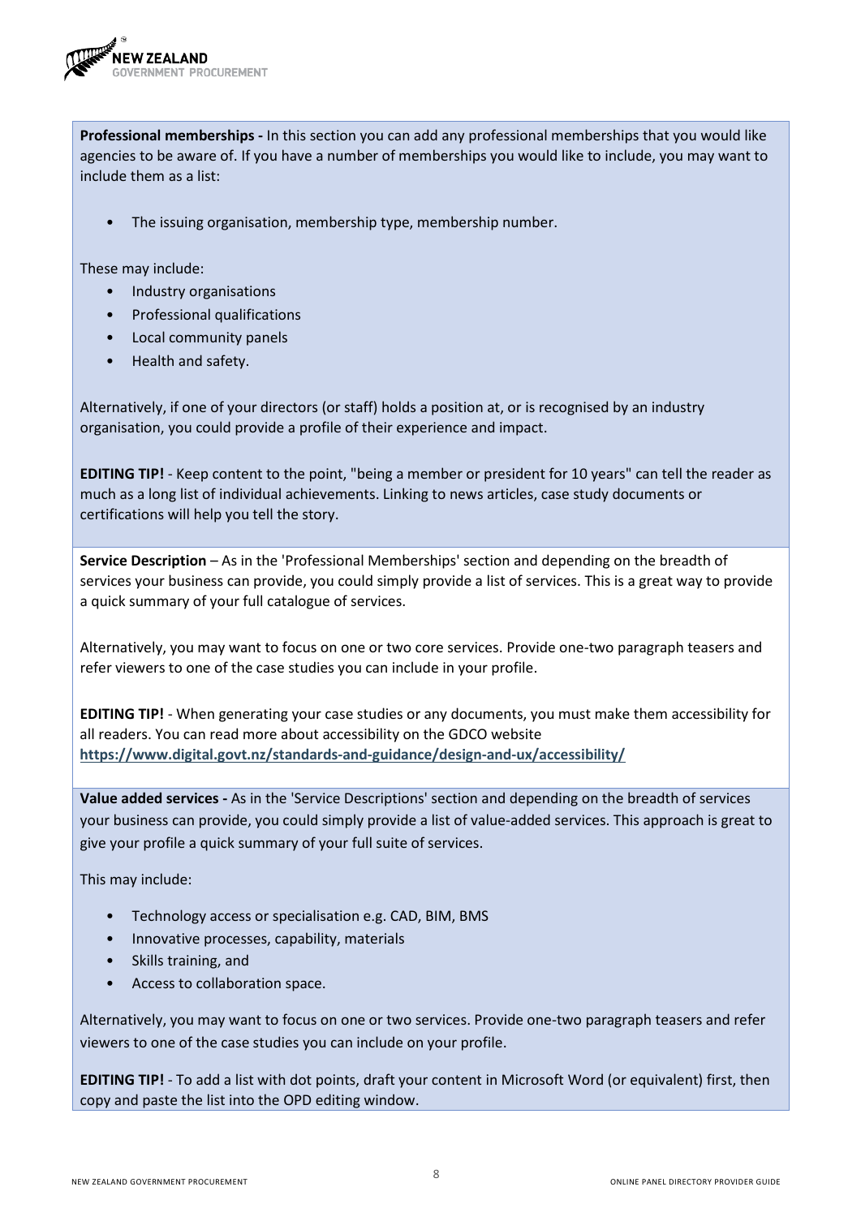**Professional memberships -** In this section you can add any professional memberships that you would like agencies to be aware of. If you have a number of memberships you would like to include, you may want to include them as a list:

- The issuing organisation, membership type, membership number.

These may include:

- Industry organisations
- Professional qualifications
- Local community panels
- Health and safety.

Alternatively, if one of your directors (or staff) holds a position at, or is recognised by an industry organisation, you could provide a profile of their experience and impact.

**EDITING TIP!** - Keep content to the point, "being a member or president for 10 years" can tell the reader as much as a long list of individual achievements. Linking to news articles, case study documents or certifications will help you tell the story.

**Service Description** – As in the 'Professional Memberships' section and depending on the breadth of services your business can provide, you could simply provide a list of services. This is a great way to provide a quick summary of your full catalogue of services.

Alternatively, you may want to focus on one or two core services. Provide one-two paragraph teasers and refer viewers to one of the case studies you can include in your profile.

**EDITING TIP!** - When generating your case studies or any documents, you must make them accessibility for all readers. You can read more about accessibility on the GDCO website **https://www.digital.govt.nz/standards-and-guidance/design-and-ux/accessibility/**

**Value added services -** As in the 'Service Descriptions' section and depending on the breadth of services your business can provide, you could simply provide a list of value-added services. This approach is great to give your profile a quick summary of your full suite of services.

This may include:

- Technology access or specialisation e.g. CAD, BIM, BMS
- Innovative processes, capability, materials
- Skills training, and
- Access to collaboration space.

Alternatively, you may want to focus on one or two services. Provide one-two paragraph teasers and refer viewers to one of the case studies you can include on your profile.

**EDITING TIP!** - To add a list with dot points, draft your content in Microsoft Word (or equivalent) first, then copy and paste the list into the OPD editing window.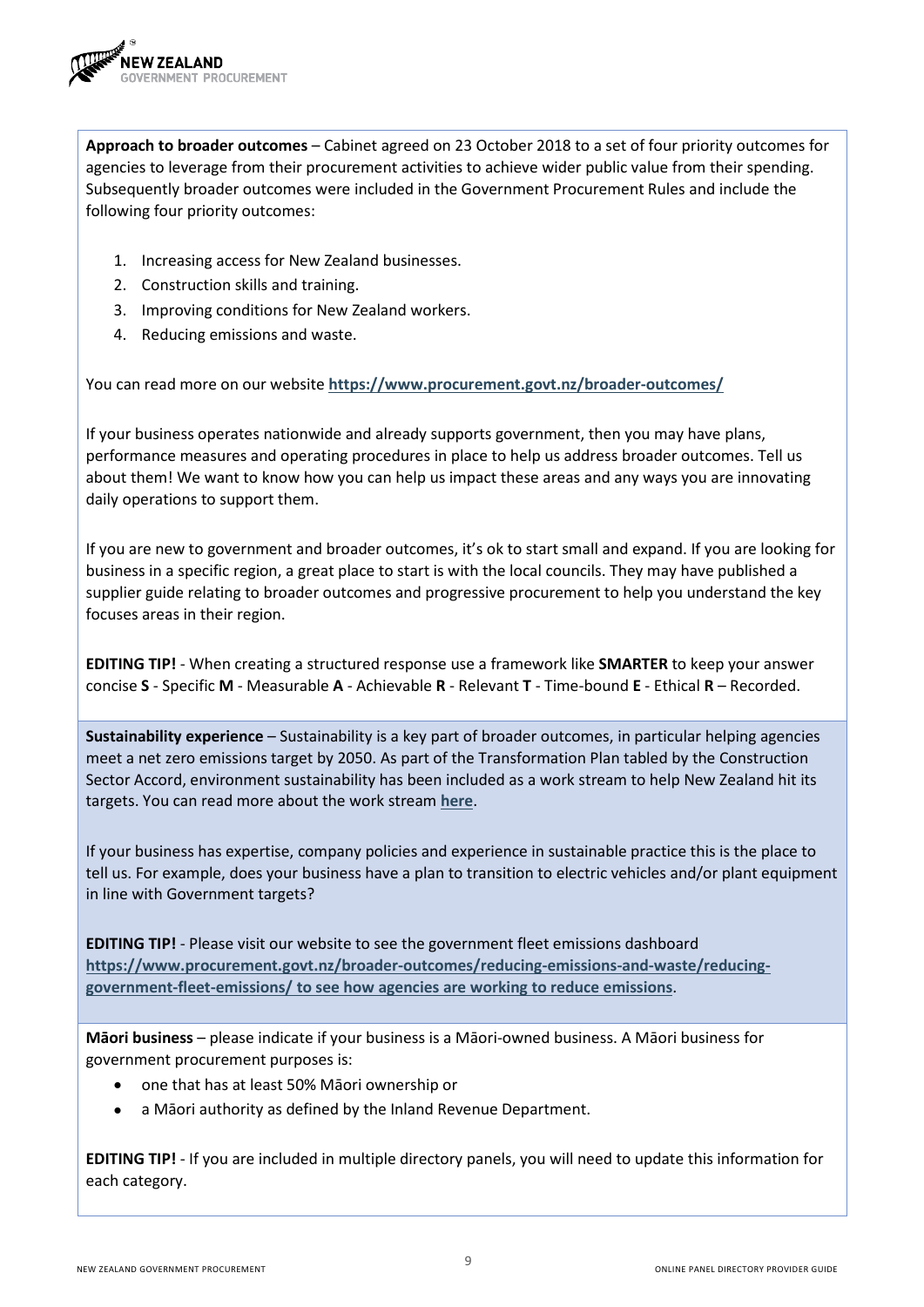**Approach to broader outcomes** – Cabinet agreed on 23 October 2018 to a set of four priority outcomes for agencies to leverage from their procurement activities to achieve wider public value from their spending. Subsequently broader outcomes were included in the Government Procurement Rules and include the following four priority outcomes:

1. Increasing access for New Zealand businesses.
2. Construction skills and training.
3. Improving conditions for New Zealand workers.
4. Reducing emissions and waste.

You can read more on our website **https://www.procurement.govt.nz/broader-outcomes/**

If your business operates nationwide and already supports government, then you may have plans, performance measures and operating procedures in place to help us address broader outcomes. Tell us about them! We want to know how you can help us impact these areas and any ways you are innovating daily operations to support them.

If you are new to government and broader outcomes, it's ok to start small and expand. If you are looking for business in a specific region, a great place to start is with the local councils. They may have published a supplier guide relating to broader outcomes and progressive procurement to help you understand the key focuses areas in their region.

**EDITING TIP!** - When creating a structured response use a framework like **SMARTER** to keep your answer concise **S** - Specific **M** - Measurable **A** - Achievable **R** - Relevant **T** - Time-bound **E** - Ethical **R** – Recorded.

**Sustainability experience** – Sustainability is a key part of broader outcomes, in particular helping agencies meet a net zero emissions target by 2050. As part of the Transformation Plan tabled by the Construction Sector Accord, environment sustainability has been included as a work stream to help New Zealand hit its targets. You can read more about the work stream **here**.

If your business has expertise, company policies and experience in sustainable practice this is the place to tell us. For example, does your business have a plan to transition to electric vehicles and/or plant equipment in line with Government targets?

**EDITING TIP!** - Please visit our website to see the government fleet emissions dashboard **https://www.procurement.govt.nz/broader-outcomes/reducing-emissions-and-waste/reducing-government-fleet-emissions/ to see how agencies are working to reduce emissions**.

**Māori business** – please indicate if your business is a Māori-owned business. A Māori business for government procurement purposes is:

- one that has at least 50% Māori ownership or
- a Māori authority as defined by the Inland Revenue Department.

**EDITING TIP!** - If you are included in multiple directory panels, you will need to update this information for each category.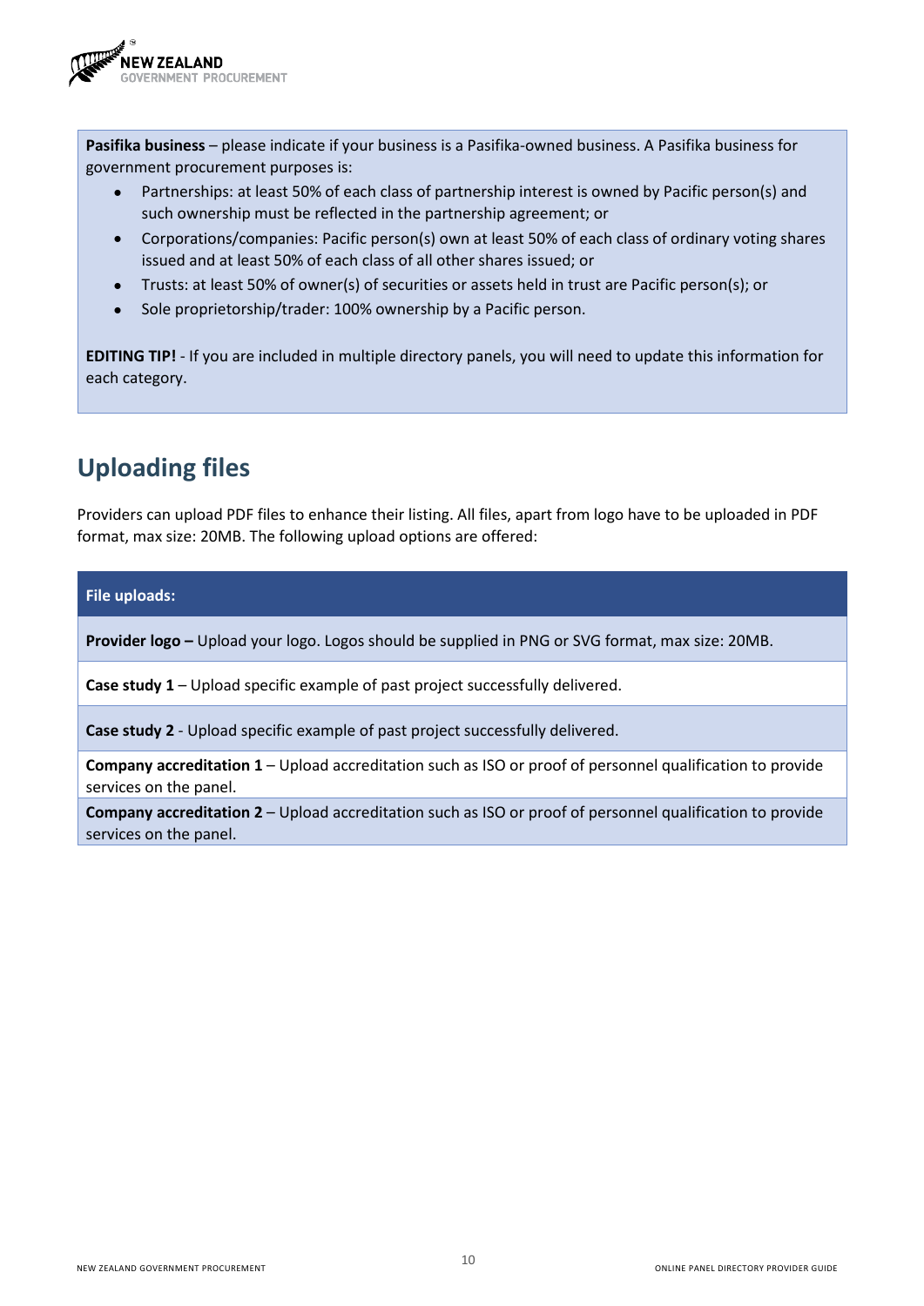**Pasifika business** – please indicate if your business is a Pasifika-owned business. A Pasifika business for government procurement purposes is:

- Partnerships: at least 50% of each class of partnership interest is owned by Pacific person(s) and such ownership must be reflected in the partnership agreement; or
- Corporations/companies: Pacific person(s) own at least 50% of each class of ordinary voting shares issued and at least 50% of each class of all other shares issued; or
- Trusts: at least 50% of owner(s) of securities or assets held in trust are Pacific person(s); or
- Sole proprietorship/trader: 100% ownership by a Pacific person.

**EDITING TIP!** - If you are included in multiple directory panels, you will need to update this information for each category.

## Uploading files

Providers can upload PDF files to enhance their listing. All files, apart from logo have to be uploaded in PDF format, max size: 20MB. The following upload options are offered:

| File uploads: |
| --- |
| **Provider logo –** Upload your logo. Logos should be supplied in PNG or SVG format, max size: 20MB. |
| **Case study 1** – Upload specific example of past project successfully delivered. |
| **Case study 2** - Upload specific example of past project successfully delivered. |
| **Company accreditation 1** – Upload accreditation such as ISO or proof of personnel qualification to provide services on the panel. |
| **Company accreditation 2** – Upload accreditation such as ISO or proof of personnel qualification to provide services on the panel. |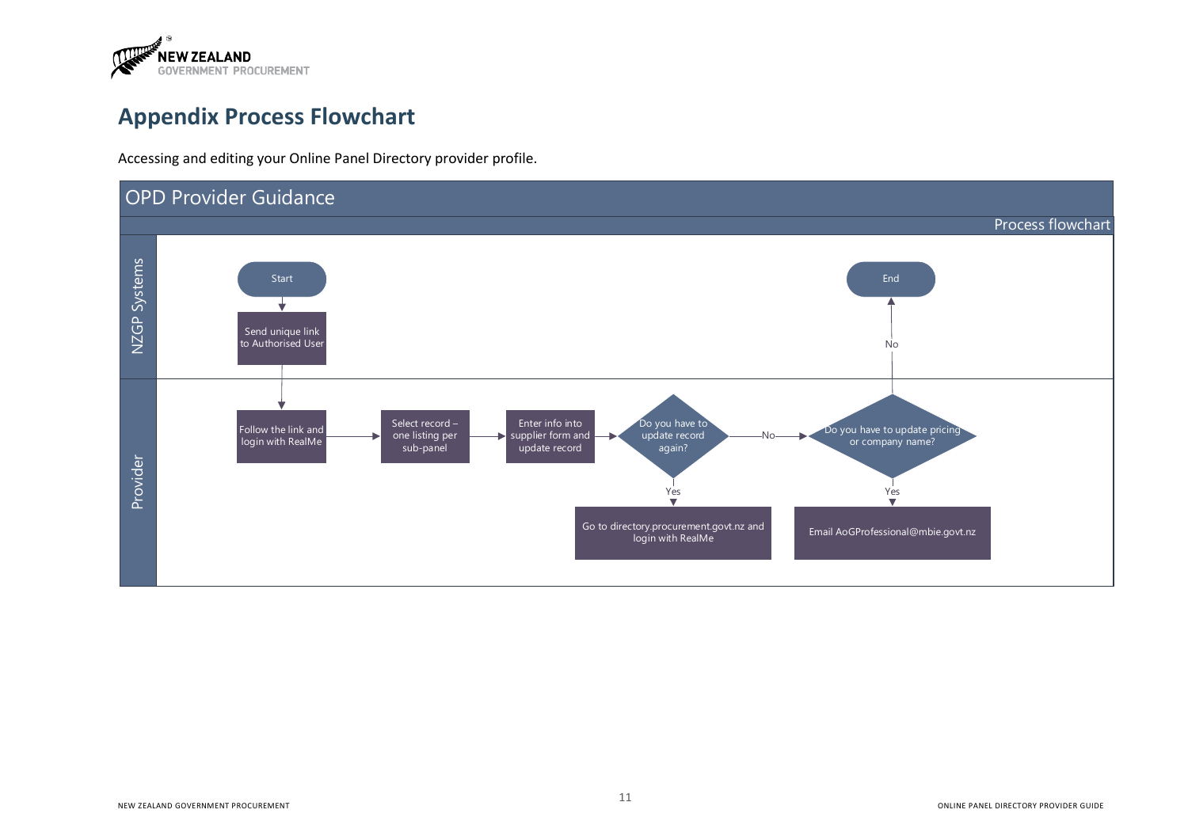## Appendix Process Flowchart

Accessing and editing your Online Panel Directory provider profile.

OPD Provider Guidance

Process flowchart

NZGP Systems

Provider

Start

Send unique link to Authorised User

Follow the link and login with RealMe

Select record – one listing per sub-panel

Enter info into supplier form and update record

Do you have to update record again?

No

Yes

Go to directory.procurement.govt.nz and login with RealMe

Do you have to update pricing or company name?

Yes

Email AoGProfessional@mbie.govt.nz

No

End